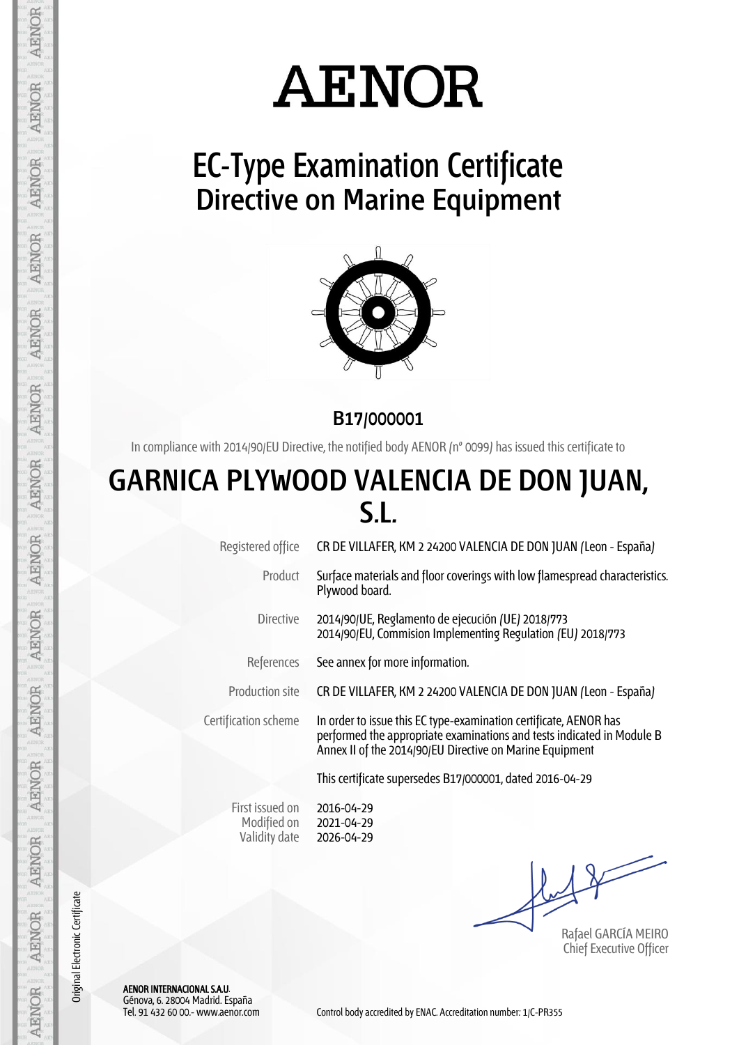# AENOR

## EC-Type Examination Certificate
## Directive on Marine Equipment

**B17/000001**

In compliance with 2014/90/EU Directive, the notified body AENOR (nº 0099) has issued this certificate to

# GARNICA PLYWOOD VALENCIA DE DON JUAN, S.L.

| | |
|---|---|
| Registered office | CR DE VILLAFER, KM 2 24200 VALENCIA DE DON JUAN (Leon - España) |
| Product | Surface materials and floor coverings with low flamespread characteristics. Plywood board. |
| Directive | 2014/90/UE, Reglamento de ejecución (UE) 2018/773<br>2014/90/EU, Commision Implementing Regulation (EU) 2018/773 |
| References | See annex for more information. |
| Production site | CR DE VILLAFER, KM 2 24200 VALENCIA DE DON JUAN (Leon - España) |
| Certification scheme | In order to issue this EC type-examination certificate, AENOR has performed the appropriate examinations and tests indicated in Module B Annex II of the 2014/90/EU Directive on Marine Equipment |
| | This certificate supersedes B17/000001, dated 2016-04-29 |
| First issued on | 2016-04-29 |
| Modified on | 2021-04-29 |
| Validity date | 2026-04-29 |

Rafael GARCÍA MEIRO
Chief Executive Officer

Original Electronic Certificate

**AENOR INTERNACIONAL S.A.U.**
Génova, 6. 28004 Madrid. España
Tel. 91 432 60 00.- www.aenor.com

Control body accredited by ENAC. Accreditation number: 1/C-PR355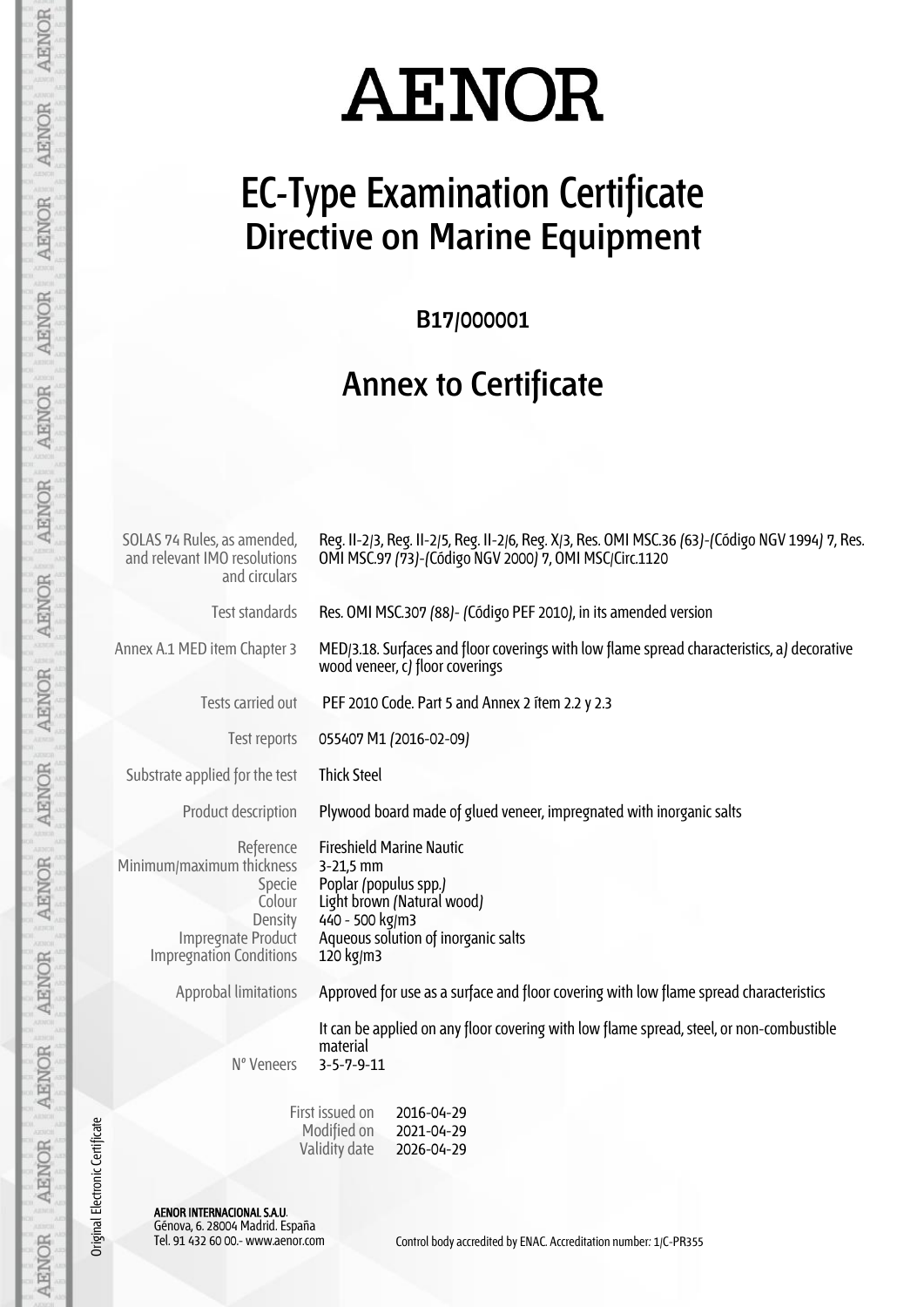# AENOR

## EC-Type Examination Certificate
## Directive on Marine Equipment

**B17/000001**

## Annex to Certificate

| | |
|---|---|
| SOLAS 74 Rules, as amended, and relevant IMO resolutions and circulars | Reg. II-2/3, Reg. II-2/5, Reg. II-2/6, Reg. X/3, Res. OMI MSC.36 (63)-(Código NGV 1994) 7, Res. OMI MSC.97 (73)-(Código NGV 2000) 7, OMI MSC/Circ.1120 |
| Test standards | Res. OMI MSC.307 (88)- (Código PEF 2010), in its amended version |
| Annex A.1 MED item Chapter 3 | MED/3.18. Surfaces and floor coverings with low flame spread characteristics, a) decorative wood veneer, c) floor coverings |
| Tests carried out | PEF 2010 Code. Part 5 and Annex 2 ítem 2.2 y 2.3 |
| Test reports | 055407 M1 (2016-02-09) |
| Substrate applied for the test | Thick Steel |
| Product description | Plywood board made of glued veneer, impregnated with inorganic salts |
| Reference | Fireshield Marine Nautic |
| Minimum/maximum thickness | 3-21,5 mm |
| Specie | Poplar (populus spp.) |
| Colour | Light brown (Natural wood) |
| Density | 440 - 500 kg/m3 |
| Impregnate Product | Aqueous solution of inorganic salts |
| Impregnation Conditions | 120 kg/m3 |
| Approbal limitations | Approved for use as a surface and floor covering with low flame spread characteristics<br><br>It can be applied on any floor covering with low flame spread, steel, or non-combustible material |
| Nº Veneers | 3-5-7-9-11 |

| | |
|---|---|
| First issued on | 2016-04-29 |
| Modified on | 2021-04-29 |
| Validity date | 2026-04-29 |

Original Electronic Certificate

**AENOR INTERNACIONAL S.A.U.**
Génova, 6. 28004 Madrid. España
Tel. 91 432 60 00.- www.aenor.com

Control body accredited by ENAC. Accreditation number: 1/C-PR355